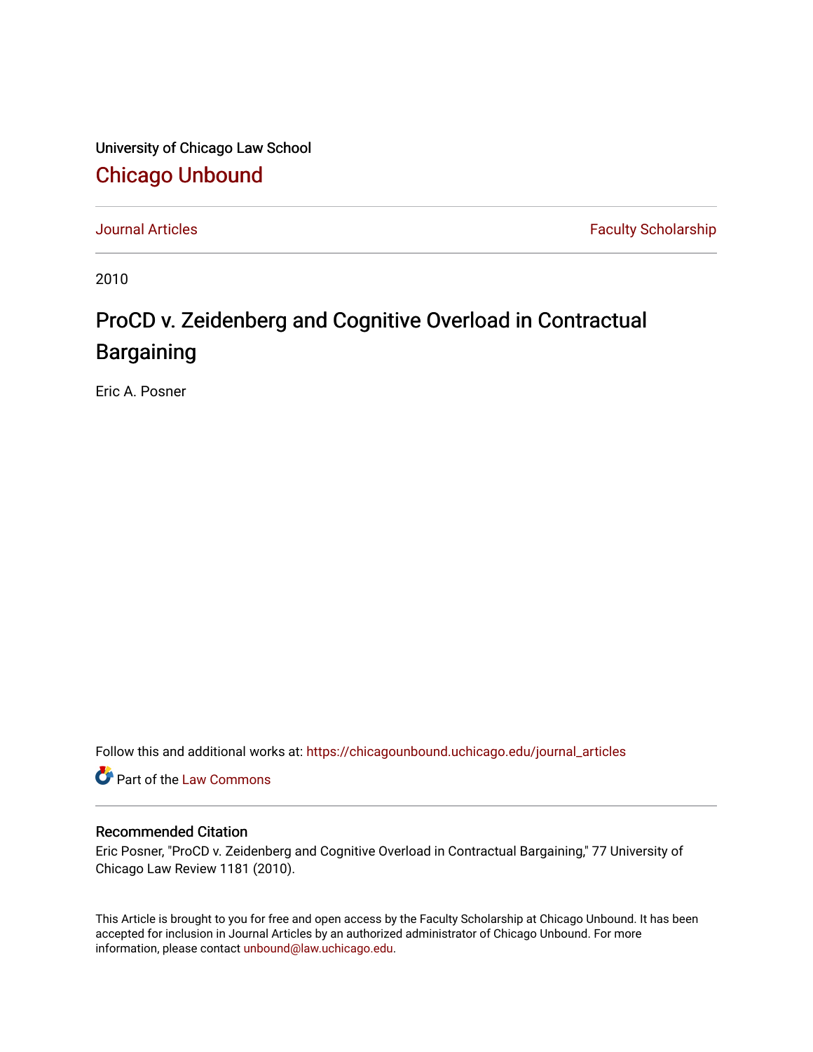University of Chicago Law School

# Chicago Unbound

Journal Articles | Faculty Scholarship

2010

# ProCD v. Zeidenberg and Cognitive Overload in Contractual Bargaining

Eric A. Posner

Follow this and additional works at: https://chicagounbound.uchicago.edu/journal_articles

Part of the Law Commons

### Recommended Citation

Eric Posner, "ProCD v. Zeidenberg and Cognitive Overload in Contractual Bargaining," 77 University of Chicago Law Review 1181 (2010).

This Article is brought to you for free and open access by the Faculty Scholarship at Chicago Unbound. It has been accepted for inclusion in Journal Articles by an authorized administrator of Chicago Unbound. For more information, please contact unbound@law.uchicago.edu.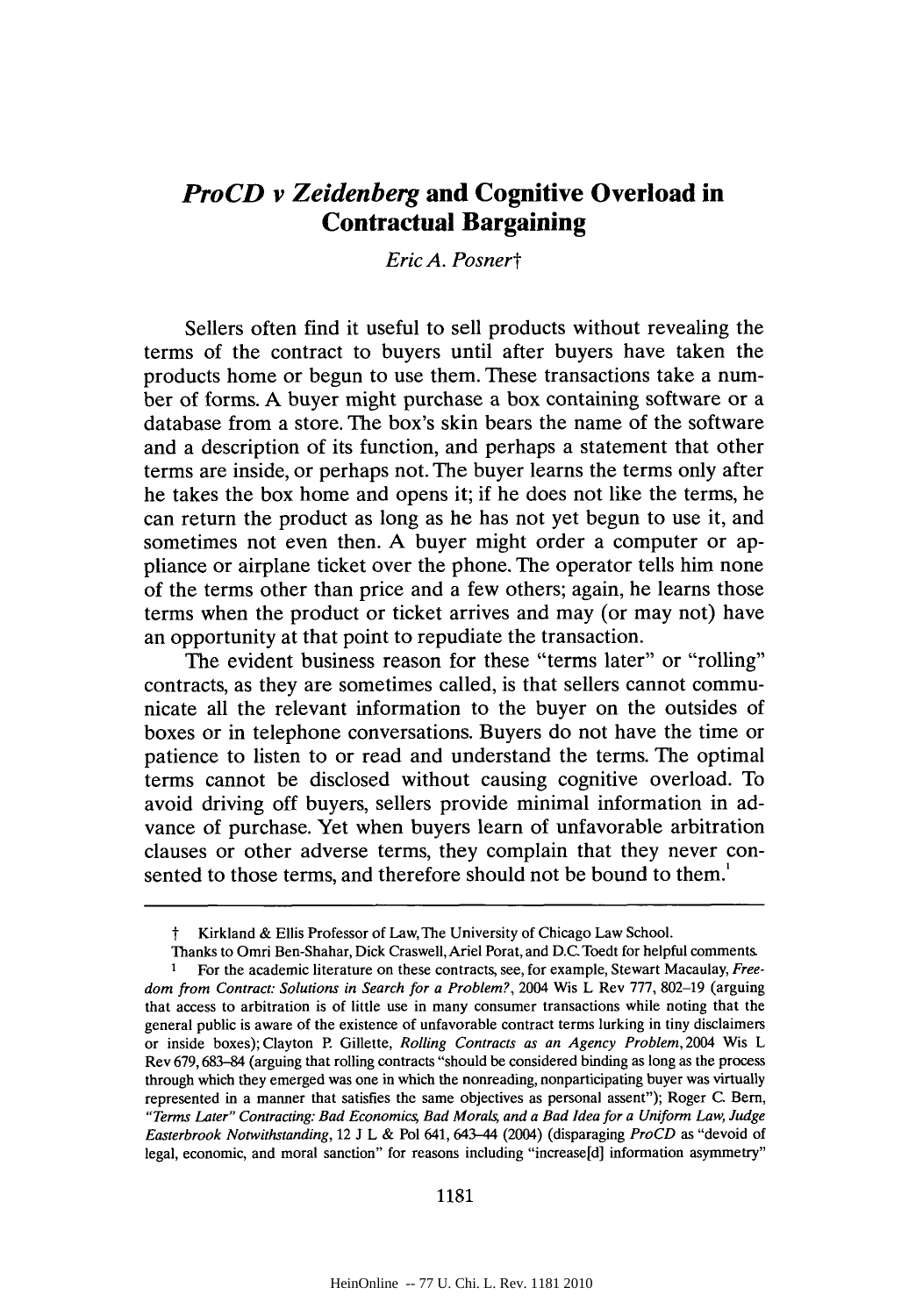# *ProCD v Zeidenberg* and Cognitive Overload in Contractual Bargaining

*Eric A. Posner*†

Sellers often find it useful to sell products without revealing the terms of the contract to buyers until after buyers have taken the products home or begun to use them. These transactions take a number of forms. A buyer might purchase a box containing software or a database from a store. The box's skin bears the name of the software and a description of its function, and perhaps a statement that other terms are inside, or perhaps not. The buyer learns the terms only after he takes the box home and opens it; if he does not like the terms, he can return the product as long as he has not yet begun to use it, and sometimes not even then. A buyer might order a computer or appliance or airplane ticket over the phone. The operator tells him none of the terms other than price and a few others; again, he learns those terms when the product or ticket arrives and may (or may not) have an opportunity at that point to repudiate the transaction.

The evident business reason for these "terms later" or "rolling" contracts, as they are sometimes called, is that sellers cannot communicate all the relevant information to the buyer on the outsides of boxes or in telephone conversations. Buyers do not have the time or patience to listen to or read and understand the terms. The optimal terms cannot be disclosed without causing cognitive overload. To avoid driving off buyers, sellers provide minimal information in advance of purchase. Yet when buyers learn of unfavorable arbitration clauses or other adverse terms, they complain that they never consented to those terms, and therefore should not be bound to them.[1]

---

† Kirkland & Ellis Professor of Law, The University of Chicago Law School.

Thanks to Omri Ben-Shahar, Dick Craswell, Ariel Porat, and D.C. Toedt for helpful comments.

[1] For the academic literature on these contracts, see, for example, Stewart Macaulay, *Freedom from Contract: Solutions in Search for a Problem?*, 2004 Wis L Rev 777, 802–19 (arguing that access to arbitration is of little use in many consumer transactions while noting that the general public is aware of the existence of unfavorable contract terms lurking in tiny disclaimers or inside boxes); Clayton P. Gillette, *Rolling Contracts as an Agency Problem*, 2004 Wis L Rev 679, 683–84 (arguing that rolling contracts "should be considered binding as long as the process through which they emerged was one in which the nonreading, nonparticipating buyer was virtually represented in a manner that satisfies the same objectives as personal assent"); Roger C. Bern, *"Terms Later" Contracting: Bad Economics, Bad Morals, and a Bad Idea for a Uniform Law, Judge Easterbrook Notwithstanding*, 12 J L & Pol 641, 643–44 (2004) (disparaging *ProCD* as "devoid of legal, economic, and moral sanction" for reasons including "increase[d] information asymmetry"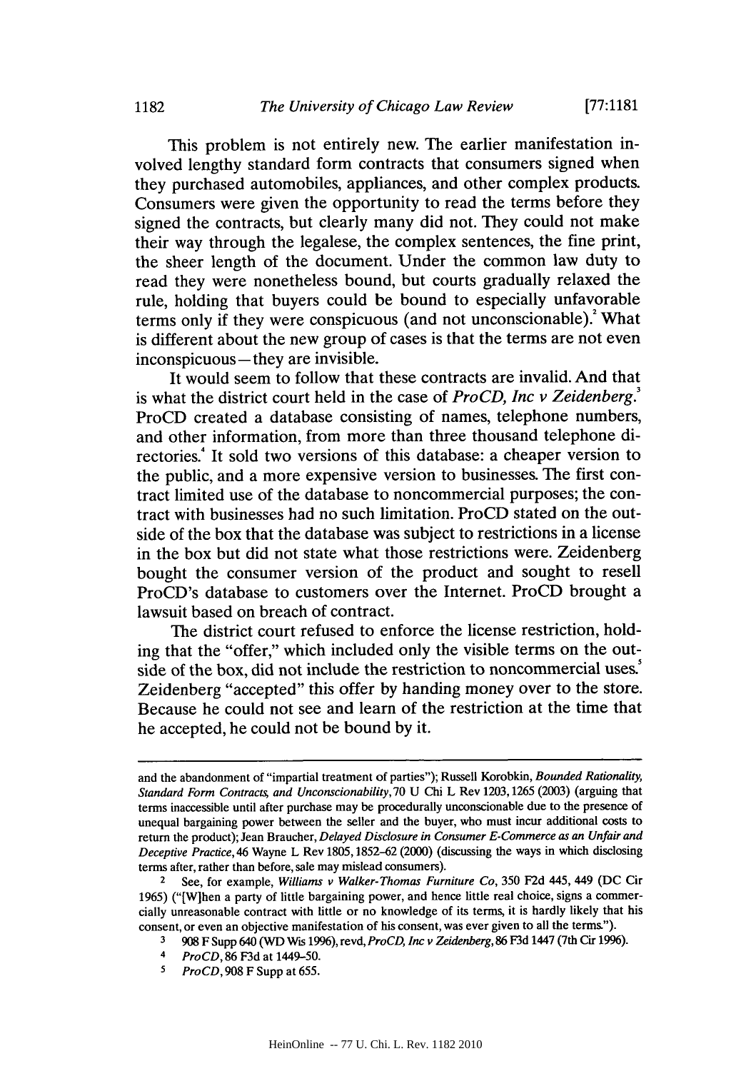This problem is not entirely new. The earlier manifestation involved lengthy standard form contracts that consumers signed when they purchased automobiles, appliances, and other complex products. Consumers were given the opportunity to read the terms before they signed the contracts, but clearly many did not. They could not make their way through the legalese, the complex sentences, the fine print, the sheer length of the document. Under the common law duty to read they were nonetheless bound, but courts gradually relaxed the rule, holding that buyers could be bound to especially unfavorable terms only if they were conspicuous (and not unconscionable).[2] What is different about the new group of cases is that the terms are not even inconspicuous—they are invisible.

It would seem to follow that these contracts are invalid. And that is what the district court held in the case of *ProCD, Inc v Zeidenberg*.[3] ProCD created a database consisting of names, telephone numbers, and other information, from more than three thousand telephone directories.[4] It sold two versions of this database: a cheaper version to the public, and a more expensive version to businesses. The first contract limited use of the database to noncommercial purposes; the contract with businesses had no such limitation. ProCD stated on the outside of the box that the database was subject to restrictions in a license in the box but did not state what those restrictions were. Zeidenberg bought the consumer version of the product and sought to resell ProCD's database to customers over the Internet. ProCD brought a lawsuit based on breach of contract.

The district court refused to enforce the license restriction, holding that the "offer," which included only the visible terms on the outside of the box, did not include the restriction to noncommercial uses.[5] Zeidenberg "accepted" this offer by handing money over to the store. Because he could not see and learn of the restriction at the time that he accepted, he could not be bound by it.

---

and the abandonment of "impartial treatment of parties"); Russell Korobkin, *Bounded Rationality, Standard Form Contracts, and Unconscionability*, 70 U Chi L Rev 1203, 1265 (2003) (arguing that terms inaccessible until after purchase may be procedurally unconscionable due to the presence of unequal bargaining power between the seller and the buyer, who must incur additional costs to return the product); Jean Braucher, *Delayed Disclosure in Consumer E-Commerce as an Unfair and Deceptive Practice*, 46 Wayne L Rev 1805, 1852–62 (2000) (discussing the ways in which disclosing terms after, rather than before, sale may mislead consumers).

[2] See, for example, *Williams v Walker-Thomas Furniture Co*, 350 F2d 445, 449 (DC Cir 1965) ("[W]hen a party of little bargaining power, and hence little real choice, signs a commercially unreasonable contract with little or no knowledge of its terms, it is hardly likely that his consent, or even an objective manifestation of his consent, was ever given to all the terms.").

[3] 908 F Supp 640 (WD Wis 1996), revd, *ProCD, Inc v Zeidenberg*, 86 F3d 1447 (7th Cir 1996).

[4] *ProCD*, 86 F3d at 1449–50.

[5] *ProCD*, 908 F Supp at 655.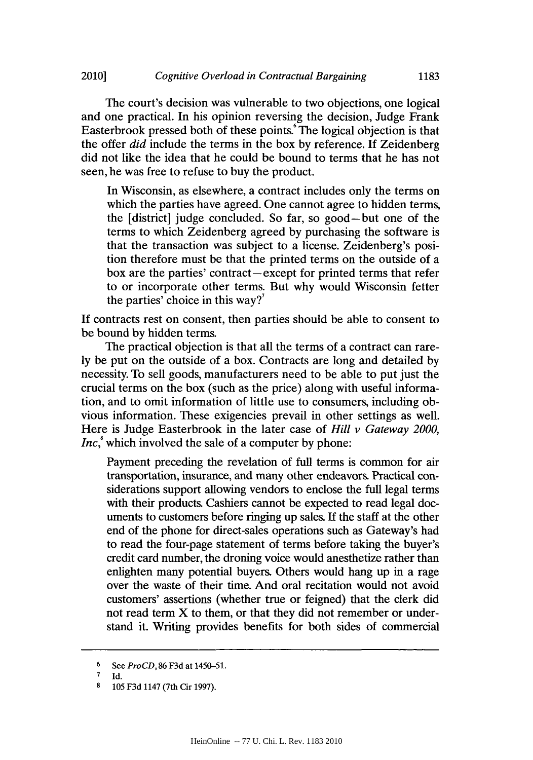The court's decision was vulnerable to two objections, one logical and one practical. In his opinion reversing the decision, Judge Frank Easterbrook pressed both of these points.[6] The logical objection is that the offer *did* include the terms in the box by reference. If Zeidenberg did not like the idea that he could be bound to terms that he has not seen, he was free to refuse to buy the product.

> In Wisconsin, as elsewhere, a contract includes only the terms on which the parties have agreed. One cannot agree to hidden terms, the [district] judge concluded. So far, so good—but one of the terms to which Zeidenberg agreed by purchasing the software is that the transaction was subject to a license. Zeidenberg's position therefore must be that the printed terms on the outside of a box are the parties' contract—except for printed terms that refer to or incorporate other terms. But why would Wisconsin fetter the parties' choice in this way?[7]

If contracts rest on consent, then parties should be able to consent to be bound by hidden terms.

The practical objection is that all the terms of a contract can rarely be put on the outside of a box. Contracts are long and detailed by necessity. To sell goods, manufacturers need to be able to put just the crucial terms on the box (such as the price) along with useful information, and to omit information of little use to consumers, including obvious information. These exigencies prevail in other settings as well. Here is Judge Easterbrook in the later case of *Hill v Gateway 2000, Inc*,[8] which involved the sale of a computer by phone:

> Payment preceding the revelation of full terms is common for air transportation, insurance, and many other endeavors. Practical considerations support allowing vendors to enclose the full legal terms with their products. Cashiers cannot be expected to read legal documents to customers before ringing up sales. If the staff at the other end of the phone for direct-sales operations such as Gateway's had to read the four-page statement of terms before taking the buyer's credit card number, the droning voice would anesthetize rather than enlighten many potential buyers. Others would hang up in a rage over the waste of their time. And oral recitation would not avoid customers' assertions (whether true or feigned) that the clerk did not read term X to them, or that they did not remember or understand it. Writing provides benefits for both sides of commercial

---

6 See *ProCD*, 86 F3d at 1450–51.

7 Id.

8 105 F3d 1147 (7th Cir 1997).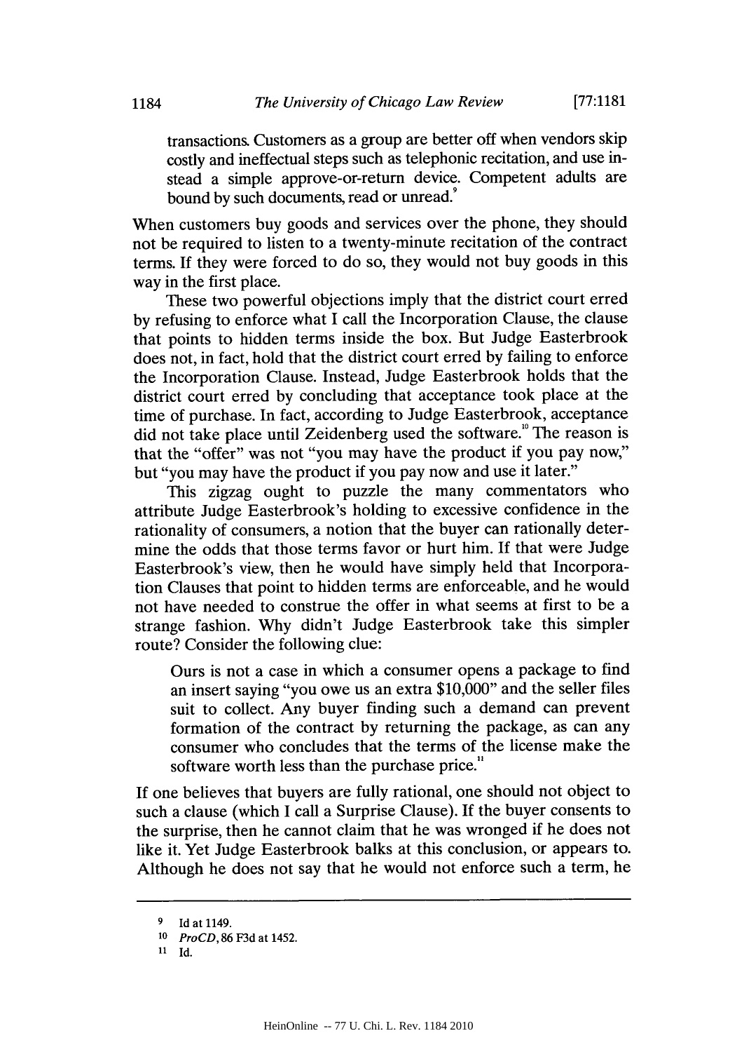> transactions. Customers as a group are better off when vendors skip costly and ineffectual steps such as telephonic recitation, and use instead a simple approve-or-return device. Competent adults are bound by such documents, read or unread.[9]

When customers buy goods and services over the phone, they should not be required to listen to a twenty-minute recitation of the contract terms. If they were forced to do so, they would not buy goods in this way in the first place.

These two powerful objections imply that the district court erred by refusing to enforce what I call the Incorporation Clause, the clause that points to hidden terms inside the box. But Judge Easterbrook does not, in fact, hold that the district court erred by failing to enforce the Incorporation Clause. Instead, Judge Easterbrook holds that the district court erred by concluding that acceptance took place at the time of purchase. In fact, according to Judge Easterbrook, acceptance did not take place until Zeidenberg used the software.[10] The reason is that the "offer" was not "you may have the product if you pay now," but "you may have the product if you pay now and use it later."

This zigzag ought to puzzle the many commentators who attribute Judge Easterbrook's holding to excessive confidence in the rationality of consumers, a notion that the buyer can rationally determine the odds that those terms favor or hurt him. If that were Judge Easterbrook's view, then he would have simply held that Incorporation Clauses that point to hidden terms are enforceable, and he would not have needed to construe the offer in what seems at first to be a strange fashion. Why didn't Judge Easterbrook take this simpler route? Consider the following clue:

> Ours is not a case in which a consumer opens a package to find an insert saying "you owe us an extra $10,000" and the seller files suit to collect. Any buyer finding such a demand can prevent formation of the contract by returning the package, as can any consumer who concludes that the terms of the license make the software worth less than the purchase price.[11]

If one believes that buyers are fully rational, one should not object to such a clause (which I call a Surprise Clause). If the buyer consents to the surprise, then he cannot claim that he was wronged if he does not like it. Yet Judge Easterbrook balks at this conclusion, or appears to. Although he does not say that he would not enforce such a term, he

---

[9] Id at 1149.

[10] *ProCD*, 86 F3d at 1452.

[11] Id.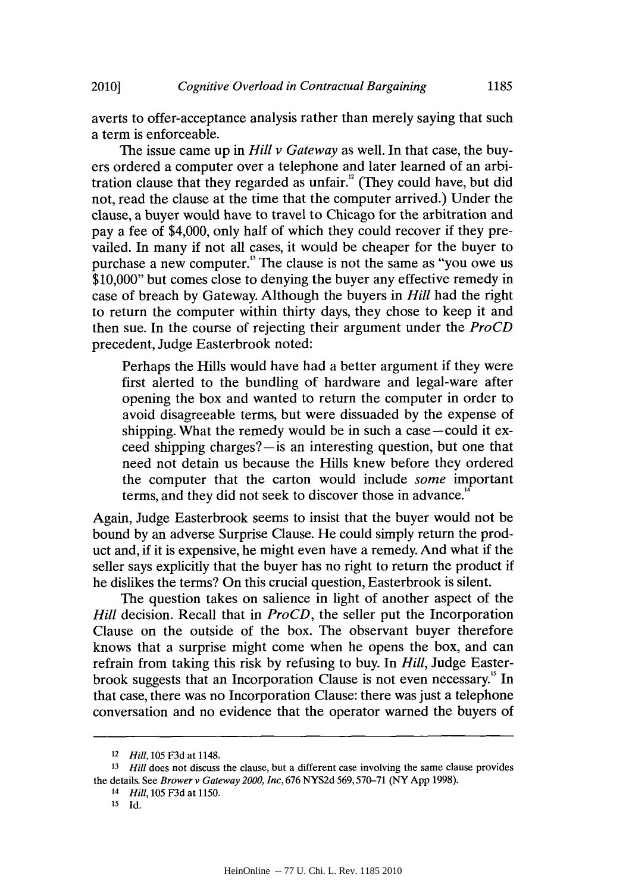averts to offer-acceptance analysis rather than merely saying that such a term is enforceable.

The issue came up in *Hill v Gateway* as well. In that case, the buyers ordered a computer over a telephone and later learned of an arbitration clause that they regarded as unfair.[12] (They could have, but did not, read the clause at the time that the computer arrived.) Under the clause, a buyer would have to travel to Chicago for the arbitration and pay a fee of $4,000, only half of which they could recover if they prevailed. In many if not all cases, it would be cheaper for the buyer to purchase a new computer.[13] The clause is not the same as "you owe us $10,000" but comes close to denying the buyer any effective remedy in case of breach by Gateway. Although the buyers in *Hill* had the right to return the computer within thirty days, they chose to keep it and then sue. In the course of rejecting their argument under the *ProCD* precedent, Judge Easterbrook noted:

> Perhaps the Hills would have had a better argument if they were first alerted to the bundling of hardware and legal-ware after opening the box and wanted to return the computer in order to avoid disagreeable terms, but were dissuaded by the expense of shipping. What the remedy would be in such a case—could it exceed shipping charges?—is an interesting question, but one that need not detain us because the Hills knew before they ordered the computer that the carton would include *some* important terms, and they did not seek to discover those in advance.[14]

Again, Judge Easterbrook seems to insist that the buyer would not be bound by an adverse Surprise Clause. He could simply return the product and, if it is expensive, he might even have a remedy. And what if the seller says explicitly that the buyer has no right to return the product if he dislikes the terms? On this crucial question, Easterbrook is silent.

The question takes on salience in light of another aspect of the *Hill* decision. Recall that in *ProCD*, the seller put the Incorporation Clause on the outside of the box. The observant buyer therefore knows that a surprise might come when he opens the box, and can refrain from taking this risk by refusing to buy. In *Hill*, Judge Easterbrook suggests that an Incorporation Clause is not even necessary.[15] In that case, there was no Incorporation Clause: there was just a telephone conversation and no evidence that the operator warned the buyers of

---

12 *Hill*, 105 F3d at 1148.

13 *Hill* does not discuss the clause, but a different case involving the same clause provides the details. See *Brower v Gateway 2000, Inc*, 676 NYS2d 569, 570–71 (NY App 1998).

14 *Hill*, 105 F3d at 1150.

15 Id.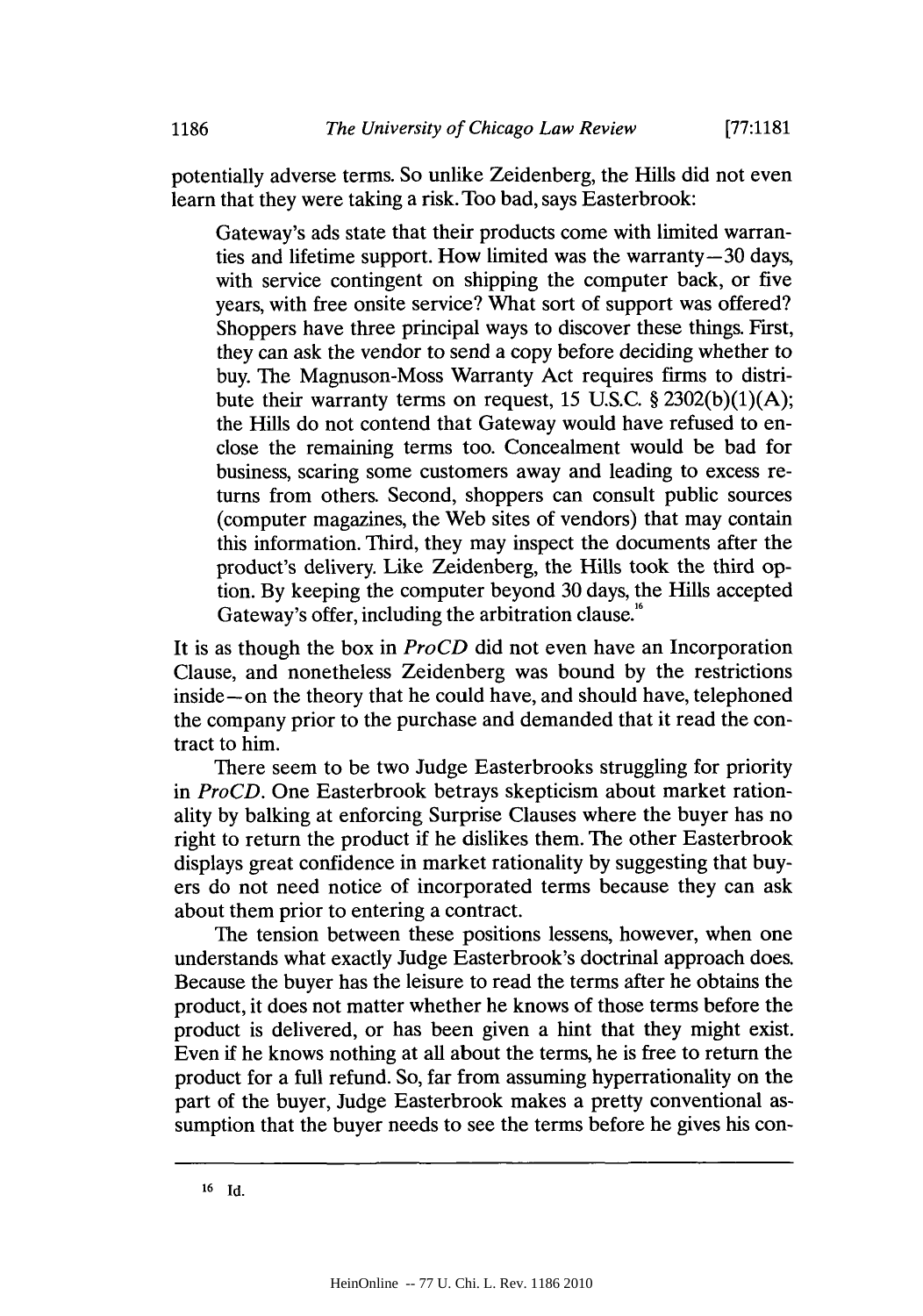potentially adverse terms. So unlike Zeidenberg, the Hills did not even learn that they were taking a risk. Too bad, says Easterbrook:

> Gateway's ads state that their products come with limited warranties and lifetime support. How limited was the warranty—30 days, with service contingent on shipping the computer back, or five years, with free onsite service? What sort of support was offered? Shoppers have three principal ways to discover these things. First, they can ask the vendor to send a copy before deciding whether to buy. The Magnuson-Moss Warranty Act requires firms to distribute their warranty terms on request, 15 U.S.C. § 2302(b)(1)(A); the Hills do not contend that Gateway would have refused to enclose the remaining terms too. Concealment would be bad for business, scaring some customers away and leading to excess returns from others. Second, shoppers can consult public sources (computer magazines, the Web sites of vendors) that may contain this information. Third, they may inspect the documents after the product's delivery. Like Zeidenberg, the Hills took the third option. By keeping the computer beyond 30 days, the Hills accepted Gateway's offer, including the arbitration clause.[16]

It is as though the box in *ProCD* did not even have an Incorporation Clause, and nonetheless Zeidenberg was bound by the restrictions inside—on the theory that he could have, and should have, telephoned the company prior to the purchase and demanded that it read the contract to him.

There seem to be two Judge Easterbrooks struggling for priority in *ProCD*. One Easterbrook betrays skepticism about market rationality by balking at enforcing Surprise Clauses where the buyer has no right to return the product if he dislikes them. The other Easterbrook displays great confidence in market rationality by suggesting that buyers do not need notice of incorporated terms because they can ask about them prior to entering a contract.

The tension between these positions lessens, however, when one understands what exactly Judge Easterbrook's doctrinal approach does. Because the buyer has the leisure to read the terms after he obtains the product, it does not matter whether he knows of those terms before the product is delivered, or has been given a hint that they might exist. Even if he knows nothing at all about the terms, he is free to return the product for a full refund. So, far from assuming hyperrationality on the part of the buyer, Judge Easterbrook makes a pretty conventional assumption that the buyer needs to see the terms before he gives his con-

---

16 Id.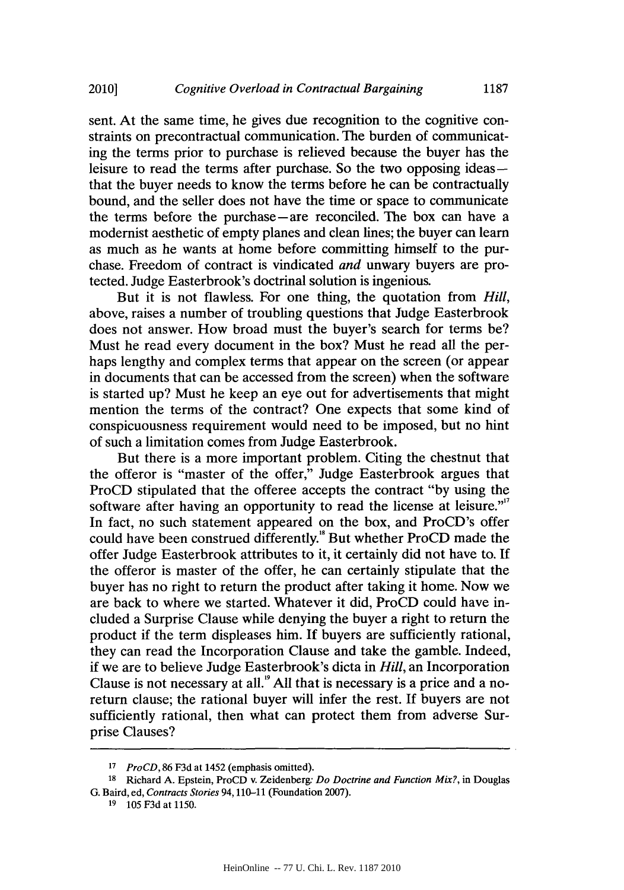sent. At the same time, he gives due recognition to the cognitive constraints on precontractual communication. The burden of communicating the terms prior to purchase is relieved because the buyer has the leisure to read the terms after purchase. So the two opposing ideas—that the buyer needs to know the terms before he can be contractually bound, and the seller does not have the time or space to communicate the terms before the purchase—are reconciled. The box can have a modernist aesthetic of empty planes and clean lines; the buyer can learn as much as he wants at home before committing himself to the purchase. Freedom of contract is vindicated *and* unwary buyers are protected. Judge Easterbrook's doctrinal solution is ingenious.

But it is not flawless. For one thing, the quotation from *Hill*, above, raises a number of troubling questions that Judge Easterbrook does not answer. How broad must the buyer's search for terms be? Must he read every document in the box? Must he read all the perhaps lengthy and complex terms that appear on the screen (or appear in documents that can be accessed from the screen) when the software is started up? Must he keep an eye out for advertisements that might mention the terms of the contract? One expects that some kind of conspicuousness requirement would need to be imposed, but no hint of such a limitation comes from Judge Easterbrook.

But there is a more important problem. Citing the chestnut that the offeror is "master of the offer," Judge Easterbrook argues that ProCD stipulated that the offeree accepts the contract "by using the software after having an opportunity to read the license at leisure."[17] In fact, no such statement appeared on the box, and ProCD's offer could have been construed differently.[18] But whether ProCD made the offer Judge Easterbrook attributes to it, it certainly did not have to. If the offeror is master of the offer, he can certainly stipulate that the buyer has no right to return the product after taking it home. Now we are back to where we started. Whatever it did, ProCD could have included a Surprise Clause while denying the buyer a right to return the product if the term displeases him. If buyers are sufficiently rational, they can read the Incorporation Clause and take the gamble. Indeed, if we are to believe Judge Easterbrook's dicta in *Hill*, an Incorporation Clause is not necessary at all.[19] All that is necessary is a price and a no-return clause; the rational buyer will infer the rest. If buyers are not sufficiently rational, then what can protect them from adverse Surprise Clauses?

---

[17] *ProCD*, 86 F3d at 1452 (emphasis omitted).

[18] Richard A. Epstein, ProCD v. Zeidenberg: *Do Doctrine and Function Mix?*, in Douglas G. Baird, ed, *Contracts Stories* 94, 110–11 (Foundation 2007).

[19] 105 F3d at 1150.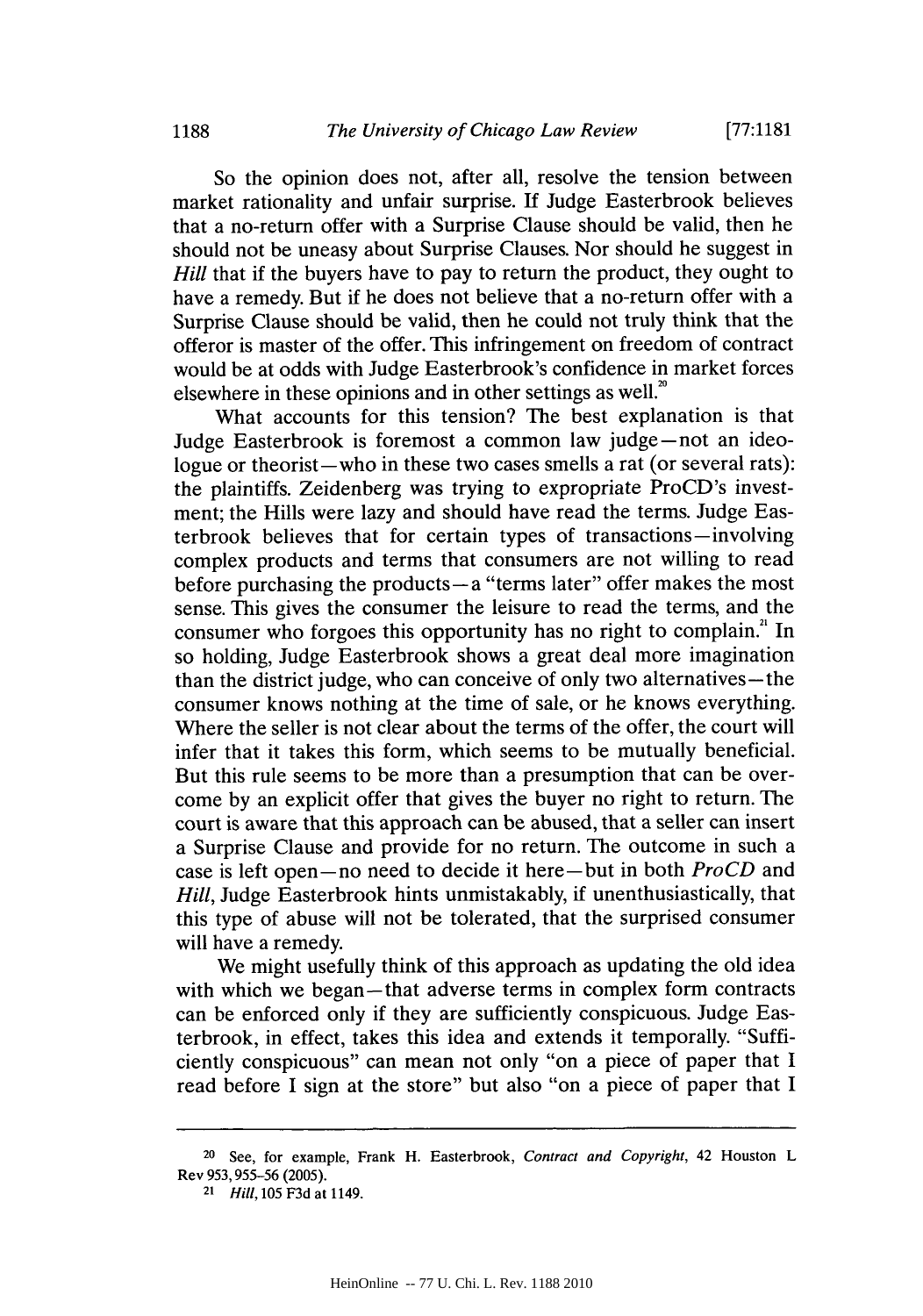So the opinion does not, after all, resolve the tension between market rationality and unfair surprise. If Judge Easterbrook believes that a no-return offer with a Surprise Clause should be valid, then he should not be uneasy about Surprise Clauses. Nor should he suggest in *Hill* that if the buyers have to pay to return the product, they ought to have a remedy. But if he does not believe that a no-return offer with a Surprise Clause should be valid, then he could not truly think that the offeror is master of the offer. This infringement on freedom of contract would be at odds with Judge Easterbrook's confidence in market forces elsewhere in these opinions and in other settings as well.[20]

What accounts for this tension? The best explanation is that Judge Easterbrook is foremost a common law judge—not an ideologue or theorist—who in these two cases smells a rat (or several rats): the plaintiffs. Zeidenberg was trying to expropriate ProCD's investment; the Hills were lazy and should have read the terms. Judge Easterbrook believes that for certain types of transactions—involving complex products and terms that consumers are not willing to read before purchasing the products—a "terms later" offer makes the most sense. This gives the consumer the leisure to read the terms, and the consumer who forgoes this opportunity has no right to complain.[21] In so holding, Judge Easterbrook shows a great deal more imagination than the district judge, who can conceive of only two alternatives—the consumer knows nothing at the time of sale, or he knows everything. Where the seller is not clear about the terms of the offer, the court will infer that it takes this form, which seems to be mutually beneficial. But this rule seems to be more than a presumption that can be overcome by an explicit offer that gives the buyer no right to return. The court is aware that this approach can be abused, that a seller can insert a Surprise Clause and provide for no return. The outcome in such a case is left open—no need to decide it here—but in both *ProCD* and *Hill*, Judge Easterbrook hints unmistakably, if unenthusiastically, that this type of abuse will not be tolerated, that the surprised consumer will have a remedy.

We might usefully think of this approach as updating the old idea with which we began—that adverse terms in complex form contracts can be enforced only if they are sufficiently conspicuous. Judge Easterbrook, in effect, takes this idea and extends it temporally. "Sufficiently conspicuous" can mean not only "on a piece of paper that I read before I sign at the store" but also "on a piece of paper that I

---

[20] See, for example, Frank H. Easterbrook, *Contract and Copyright*, 42 Houston L Rev 953, 955–56 (2005).

[21] *Hill*, 105 F3d at 1149.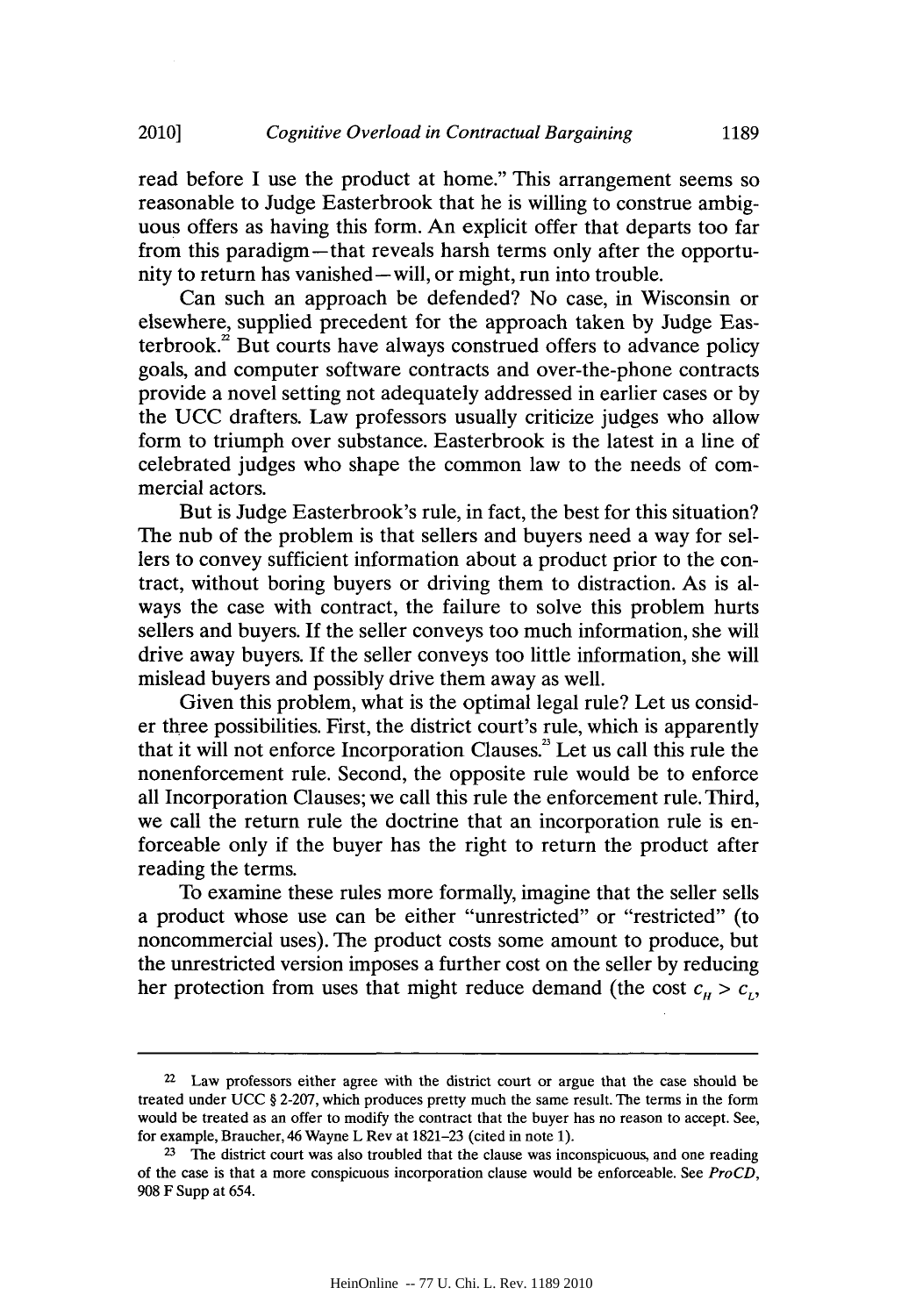read before I use the product at home." This arrangement seems so reasonable to Judge Easterbrook that he is willing to construe ambiguous offers as having this form. An explicit offer that departs too far from this paradigm—that reveals harsh terms only after the opportunity to return has vanished—will, or might, run into trouble.

Can such an approach be defended? No case, in Wisconsin or elsewhere, supplied precedent for the approach taken by Judge Easterbrook.[22] But courts have always construed offers to advance policy goals, and computer software contracts and over-the-phone contracts provide a novel setting not adequately addressed in earlier cases or by the UCC drafters. Law professors usually criticize judges who allow form to triumph over substance. Easterbrook is the latest in a line of celebrated judges who shape the common law to the needs of commercial actors.

But is Judge Easterbrook's rule, in fact, the best for this situation? The nub of the problem is that sellers and buyers need a way for sellers to convey sufficient information about a product prior to the contract, without boring buyers or driving them to distraction. As is always the case with contract, the failure to solve this problem hurts sellers and buyers. If the seller conveys too much information, she will drive away buyers. If the seller conveys too little information, she will mislead buyers and possibly drive them away as well.

Given this problem, what is the optimal legal rule? Let us consider three possibilities. First, the district court's rule, which is apparently that it will not enforce Incorporation Clauses.[23] Let us call this rule the nonenforcement rule. Second, the opposite rule would be to enforce all Incorporation Clauses; we call this rule the enforcement rule. Third, we call the return rule the doctrine that an incorporation rule is enforceable only if the buyer has the right to return the product after reading the terms.

To examine these rules more formally, imagine that the seller sells a product whose use can be either "unrestricted" or "restricted" (to noncommercial uses). The product costs some amount to produce, but the unrestricted version imposes a further cost on the seller by reducing her protection from uses that might reduce demand (the cost $c_H > c_L$,

---

[22] Law professors either agree with the district court or argue that the case should be treated under UCC § 2-207, which produces pretty much the same result. The terms in the form would be treated as an offer to modify the contract that the buyer has no reason to accept. See, for example, Braucher, 46 Wayne L Rev at 1821–23 (cited in note 1).

[23] The district court was also troubled that the clause was inconspicuous, and one reading of the case is that a more conspicuous incorporation clause would be enforceable. See *ProCD*, 908 F Supp at 654.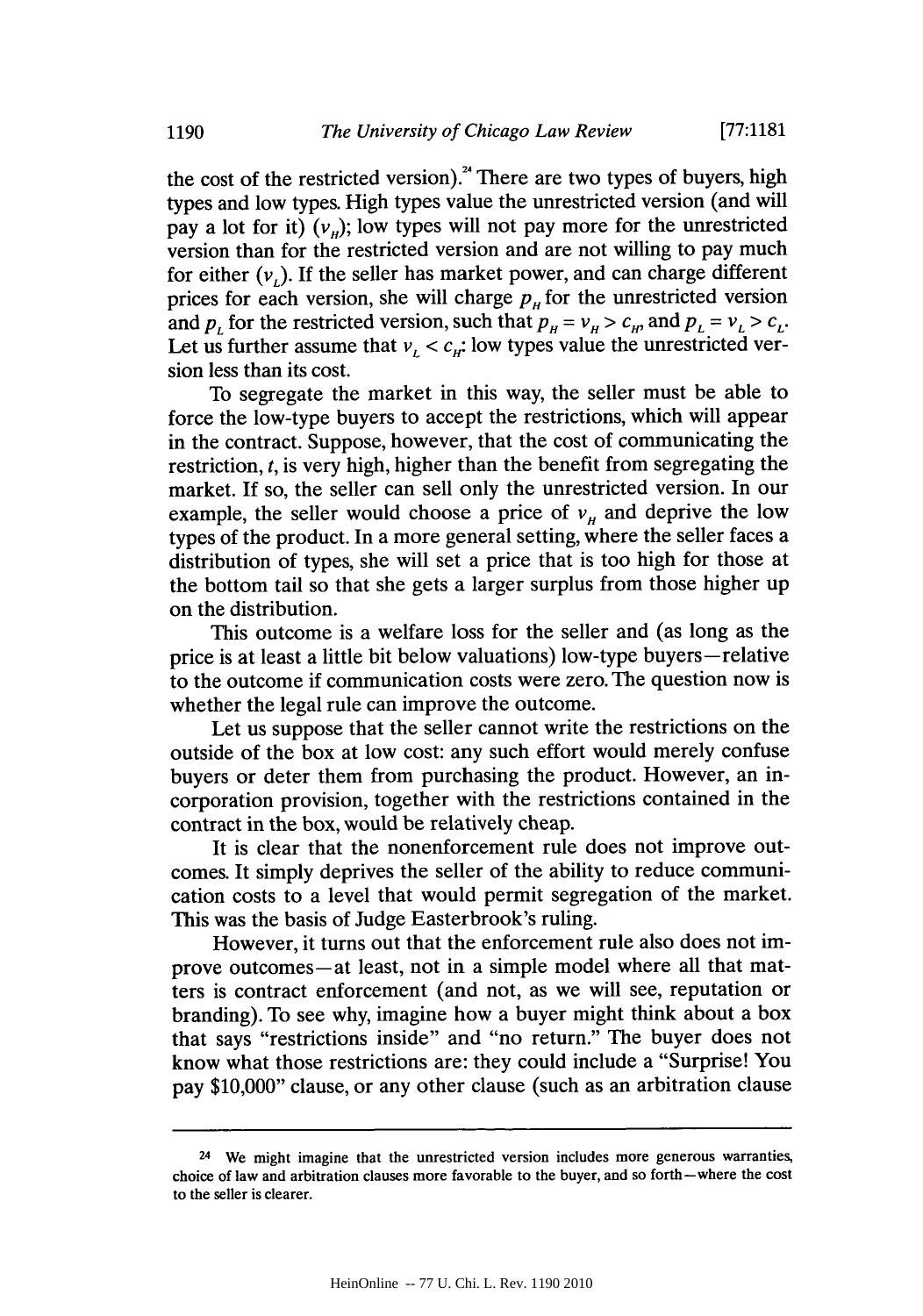the cost of the restricted version).[24] There are two types of buyers, high types and low types. High types value the unrestricted version (and will pay a lot for it) ($v_H$); low types will not pay more for the unrestricted version than for the restricted version and are not willing to pay much for either ($v_L$). If the seller has market power, and can charge different prices for each version, she will charge $p_H$ for the unrestricted version and $p_L$ for the restricted version, such that $p_H = v_H > c_H$, and $p_L = v_L > c_L$. Let us further assume that $v_L < c_H$: low types value the unrestricted version less than its cost.

To segregate the market in this way, the seller must be able to force the low-type buyers to accept the restrictions, which will appear in the contract. Suppose, however, that the cost of communicating the restriction, $t$, is very high, higher than the benefit from segregating the market. If so, the seller can sell only the unrestricted version. In our example, the seller would choose a price of $v_H$ and deprive the low types of the product. In a more general setting, where the seller faces a distribution of types, she will set a price that is too high for those at the bottom tail so that she gets a larger surplus from those higher up on the distribution.

This outcome is a welfare loss for the seller and (as long as the price is at least a little bit below valuations) low-type buyers—relative to the outcome if communication costs were zero. The question now is whether the legal rule can improve the outcome.

Let us suppose that the seller cannot write the restrictions on the outside of the box at low cost: any such effort would merely confuse buyers or deter them from purchasing the product. However, an incorporation provision, together with the restrictions contained in the contract in the box, would be relatively cheap.

It is clear that the nonenforcement rule does not improve outcomes. It simply deprives the seller of the ability to reduce communication costs to a level that would permit segregation of the market. This was the basis of Judge Easterbrook's ruling.

However, it turns out that the enforcement rule also does not improve outcomes—at least, not in a simple model where all that matters is contract enforcement (and not, as we will see, reputation or branding). To see why, imagine how a buyer might think about a box that says "restrictions inside" and "no return." The buyer does not know what those restrictions are: they could include a "Surprise! You pay $10,000" clause, or any other clause (such as an arbitration clause

---

[24] We might imagine that the unrestricted version includes more generous warranties, choice of law and arbitration clauses more favorable to the buyer, and so forth—where the cost to the seller is clearer.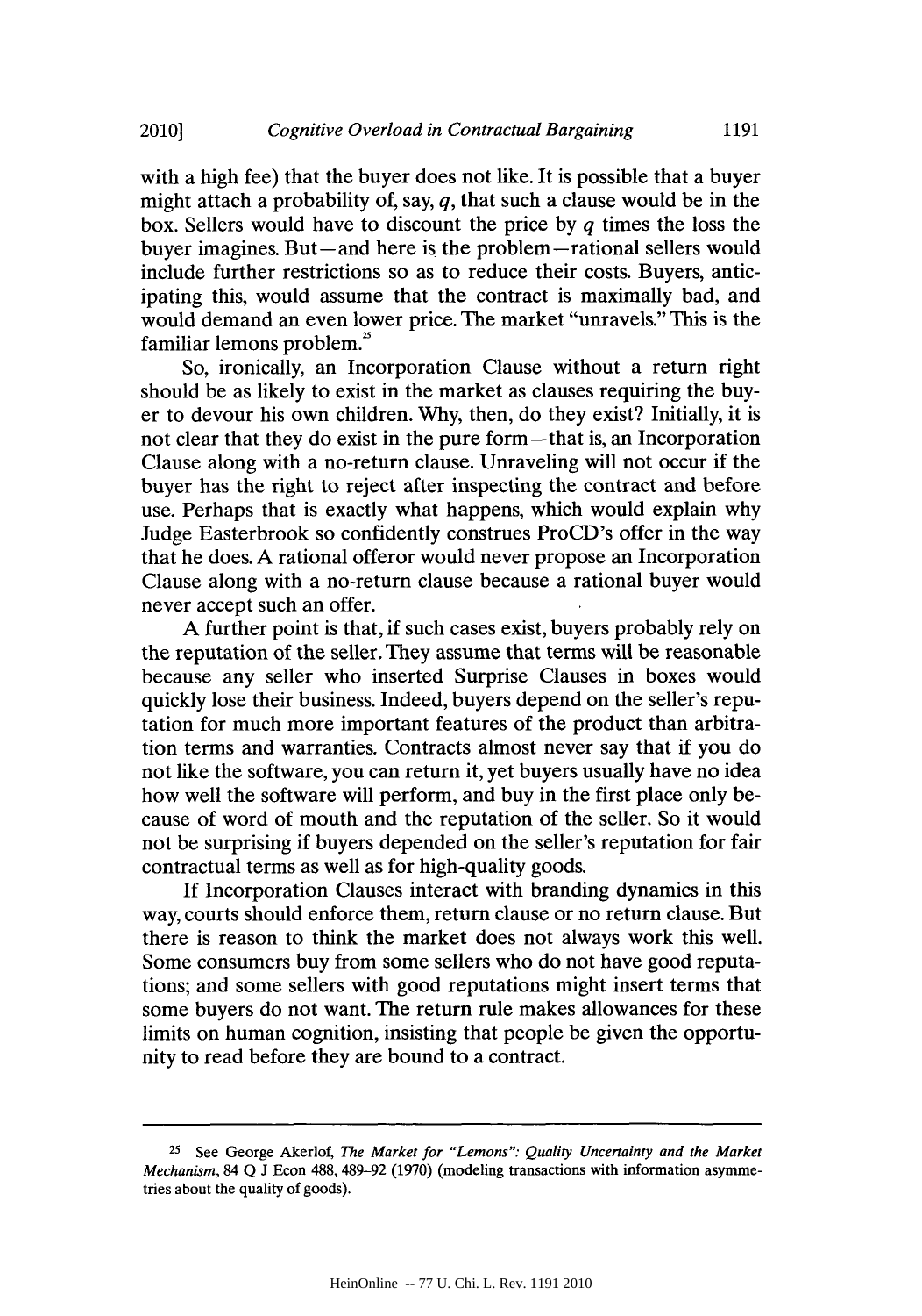with a high fee) that the buyer does not like. It is possible that a buyer might attach a probability of, say, $q$, that such a clause would be in the box. Sellers would have to discount the price by $q$ times the loss the buyer imagines. But—and here is the problem—rational sellers would include further restrictions so as to reduce their costs. Buyers, anticipating this, would assume that the contract is maximally bad, and would demand an even lower price. The market "unravels." This is the familiar lemons problem.[25]

So, ironically, an Incorporation Clause without a return right should be as likely to exist in the market as clauses requiring the buyer to devour his own children. Why, then, do they exist? Initially, it is not clear that they do exist in the pure form—that is, an Incorporation Clause along with a no-return clause. Unraveling will not occur if the buyer has the right to reject after inspecting the contract and before use. Perhaps that is exactly what happens, which would explain why Judge Easterbrook so confidently construes ProCD's offer in the way that he does. A rational offeror would never propose an Incorporation Clause along with a no-return clause because a rational buyer would never accept such an offer.

A further point is that, if such cases exist, buyers probably rely on the reputation of the seller. They assume that terms will be reasonable because any seller who inserted Surprise Clauses in boxes would quickly lose their business. Indeed, buyers depend on the seller's reputation for much more important features of the product than arbitration terms and warranties. Contracts almost never say that if you do not like the software, you can return it, yet buyers usually have no idea how well the software will perform, and buy in the first place only because of word of mouth and the reputation of the seller. So it would not be surprising if buyers depended on the seller's reputation for fair contractual terms as well as for high-quality goods.

If Incorporation Clauses interact with branding dynamics in this way, courts should enforce them, return clause or no return clause. But there is reason to think the market does not always work this well. Some consumers buy from some sellers who do not have good reputations; and some sellers with good reputations might insert terms that some buyers do not want. The return rule makes allowances for these limits on human cognition, insisting that people be given the opportunity to read before they are bound to a contract.

---

[25] See George Akerlof, *The Market for "Lemons": Quality Uncertainty and the Market Mechanism*, 84 Q J Econ 488, 489–92 (1970) (modeling transactions with information asymmetries about the quality of goods).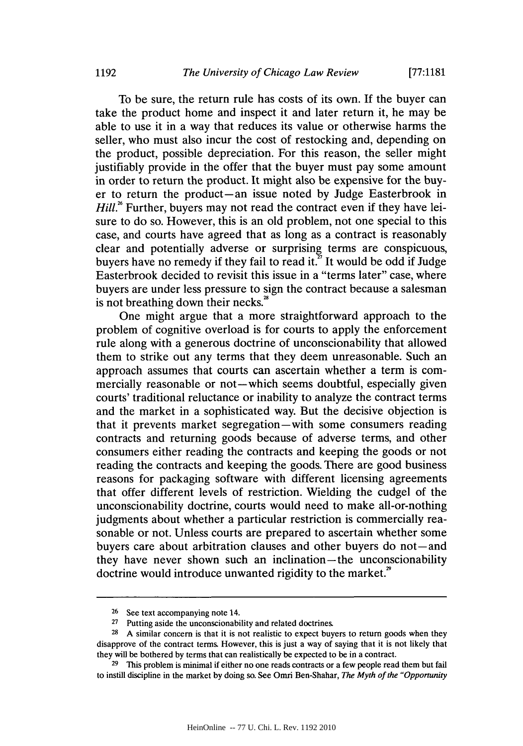To be sure, the return rule has costs of its own. If the buyer can take the product home and inspect it and later return it, he may be able to use it in a way that reduces its value or otherwise harms the seller, who must also incur the cost of restocking and, depending on the product, possible depreciation. For this reason, the seller might justifiably provide in the offer that the buyer must pay some amount in order to return the product. It might also be expensive for the buyer to return the product—an issue noted by Judge Easterbrook in *Hill*.[26] Further, buyers may not read the contract even if they have leisure to do so. However, this is an old problem, not one special to this case, and courts have agreed that as long as a contract is reasonably clear and potentially adverse or surprising terms are conspicuous, buyers have no remedy if they fail to read it.[27] It would be odd if Judge Easterbrook decided to revisit this issue in a "terms later" case, where buyers are under less pressure to sign the contract because a salesman is not breathing down their necks.[28]

One might argue that a more straightforward approach to the problem of cognitive overload is for courts to apply the enforcement rule along with a generous doctrine of unconscionability that allowed them to strike out any terms that they deem unreasonable. Such an approach assumes that courts can ascertain whether a term is commercially reasonable or not—which seems doubtful, especially given courts' traditional reluctance or inability to analyze the contract terms and the market in a sophisticated way. But the decisive objection is that it prevents market segregation—with some consumers reading contracts and returning goods because of adverse terms, and other consumers either reading the contracts and keeping the goods or not reading the contracts and keeping the goods. There are good business reasons for packaging software with different licensing agreements that offer different levels of restriction. Wielding the cudgel of the unconscionability doctrine, courts would need to make all-or-nothing judgments about whether a particular restriction is commercially reasonable or not. Unless courts are prepared to ascertain whether some buyers care about arbitration clauses and other buyers do not—and they have never shown such an inclination—the unconscionability doctrine would introduce unwanted rigidity to the market.[29]

---

[26] See text accompanying note 14.

[27] Putting aside the unconscionability and related doctrines.

[28] A similar concern is that it is not realistic to expect buyers to return goods when they disapprove of the contract terms. However, this is just a way of saying that it is not likely that they will be bothered by terms that can realistically be expected to be in a contract.

[29] This problem is minimal if either no one reads contracts or a few people read them but fail to instill discipline in the market by doing so. See Omri Ben-Shahar, *The Myth of the "Opportunity*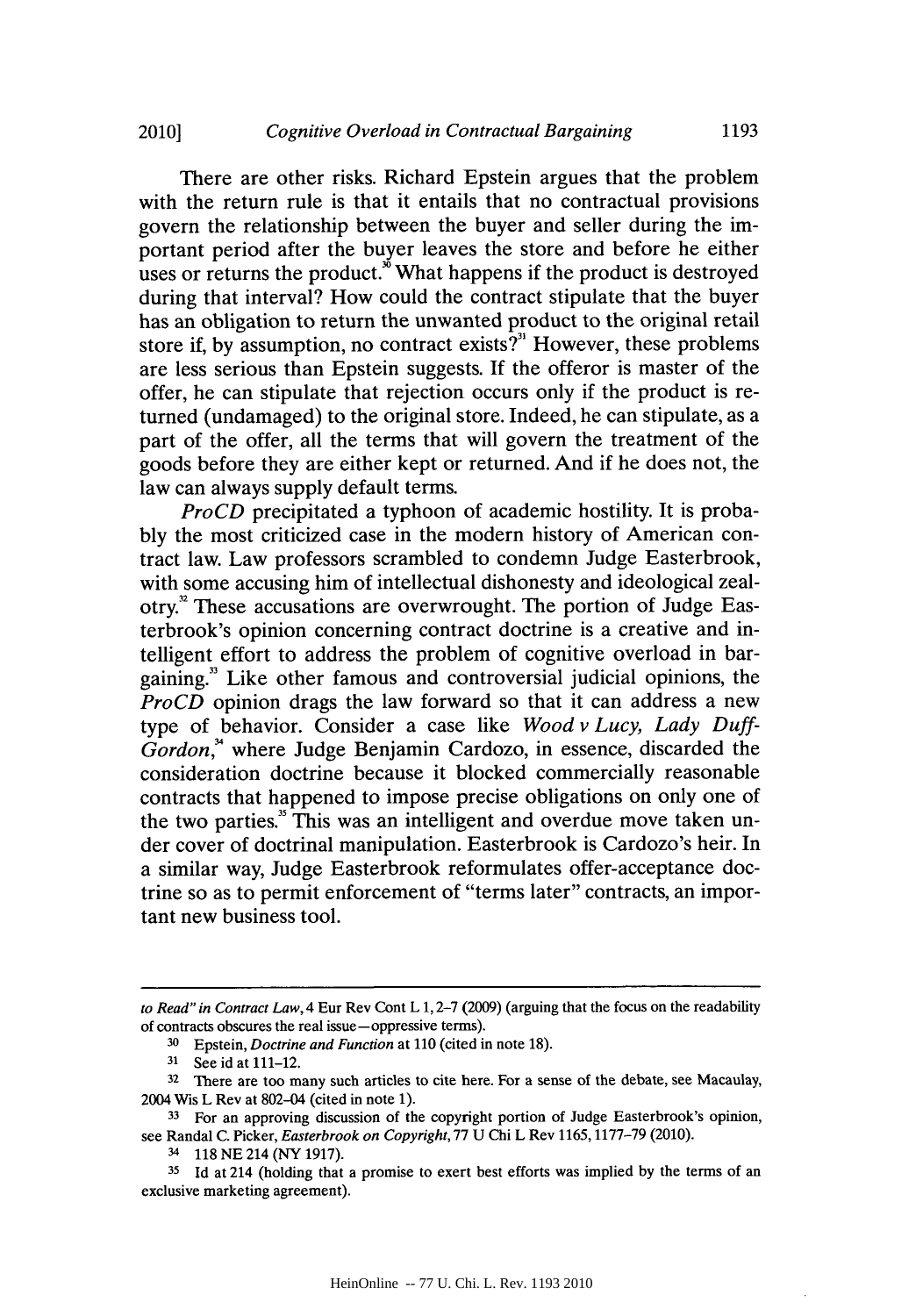There are other risks. Richard Epstein argues that the problem with the return rule is that it entails that no contractual provisions govern the relationship between the buyer and seller during the important period after the buyer leaves the store and before he either uses or returns the product.[30] What happens if the product is destroyed during that interval? How could the contract stipulate that the buyer has an obligation to return the unwanted product to the original retail store if, by assumption, no contract exists?[31] However, these problems are less serious than Epstein suggests. If the offeror is master of the offer, he can stipulate that rejection occurs only if the product is returned (undamaged) to the original store. Indeed, he can stipulate, as a part of the offer, all the terms that will govern the treatment of the goods before they are either kept or returned. And if he does not, the law can always supply default terms.

*ProCD* precipitated a typhoon of academic hostility. It is probably the most criticized case in the modern history of American contract law. Law professors scrambled to condemn Judge Easterbrook, with some accusing him of intellectual dishonesty and ideological zealotry.[32] These accusations are overwrought. The portion of Judge Easterbrook's opinion concerning contract doctrine is a creative and intelligent effort to address the problem of cognitive overload in bargaining.[33] Like other famous and controversial judicial opinions, the *ProCD* opinion drags the law forward so that it can address a new type of behavior. Consider a case like *Wood v Lucy, Lady Duff-Gordon*,[34] where Judge Benjamin Cardozo, in essence, discarded the consideration doctrine because it blocked commercially reasonable contracts that happened to impose precise obligations on only one of the two parties.[35] This was an intelligent and overdue move taken under cover of doctrinal manipulation. Easterbrook is Cardozo's heir. In a similar way, Judge Easterbrook reformulates offer-acceptance doctrine so as to permit enforcement of "terms later" contracts, an important new business tool.

---

*to Read" in Contract Law*, 4 Eur Rev Cont L 1, 2–7 (2009) (arguing that the focus on the readability of contracts obscures the real issue—oppressive terms).

30 Epstein, *Doctrine and Function* at 110 (cited in note 18).

31 See id at 111–12.

32 There are too many such articles to cite here. For a sense of the debate, see Macaulay, 2004 Wis L Rev at 802–04 (cited in note 1).

33 For an approving discussion of the copyright portion of Judge Easterbrook's opinion, see Randal C. Picker, *Easterbrook on Copyright*, 77 U Chi L Rev 1165, 1177–79 (2010).

34 118 NE 214 (NY 1917).

35 Id at 214 (holding that a promise to exert best efforts was implied by the terms of an exclusive marketing agreement).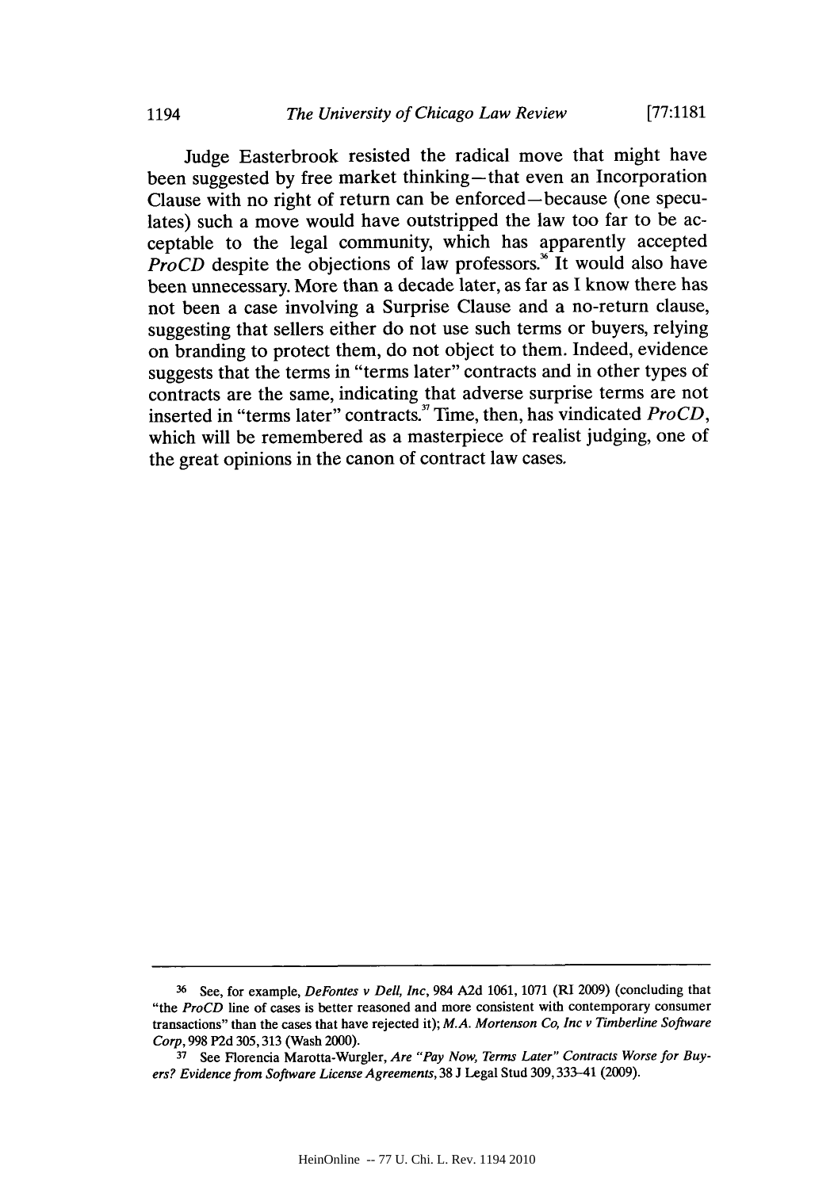Judge Easterbrook resisted the radical move that might have been suggested by free market thinking—that even an Incorporation Clause with no right of return can be enforced—because (one speculates) such a move would have outstripped the law too far to be acceptable to the legal community, which has apparently accepted *ProCD* despite the objections of law professors.[36] It would also have been unnecessary. More than a decade later, as far as I know there has not been a case involving a Surprise Clause and a no-return clause, suggesting that sellers either do not use such terms or buyers, relying on branding to protect them, do not object to them. Indeed, evidence suggests that the terms in "terms later" contracts and in other types of contracts are the same, indicating that adverse surprise terms are not inserted in "terms later" contracts.[37] Time, then, has vindicated *ProCD*, which will be remembered as a masterpiece of realist judging, one of the great opinions in the canon of contract law cases.

---

36 See, for example, *DeFontes v Dell, Inc*, 984 A2d 1061, 1071 (RI 2009) (concluding that "the *ProCD* line of cases is better reasoned and more consistent with contemporary consumer transactions" than the cases that have rejected it); *M.A. Mortenson Co, Inc v Timberline Software Corp*, 998 P2d 305, 313 (Wash 2000).

37 See Florencia Marotta-Wurgler, *Are "Pay Now, Terms Later" Contracts Worse for Buyers? Evidence from Software License Agreements*, 38 J Legal Stud 309, 333–41 (2009).